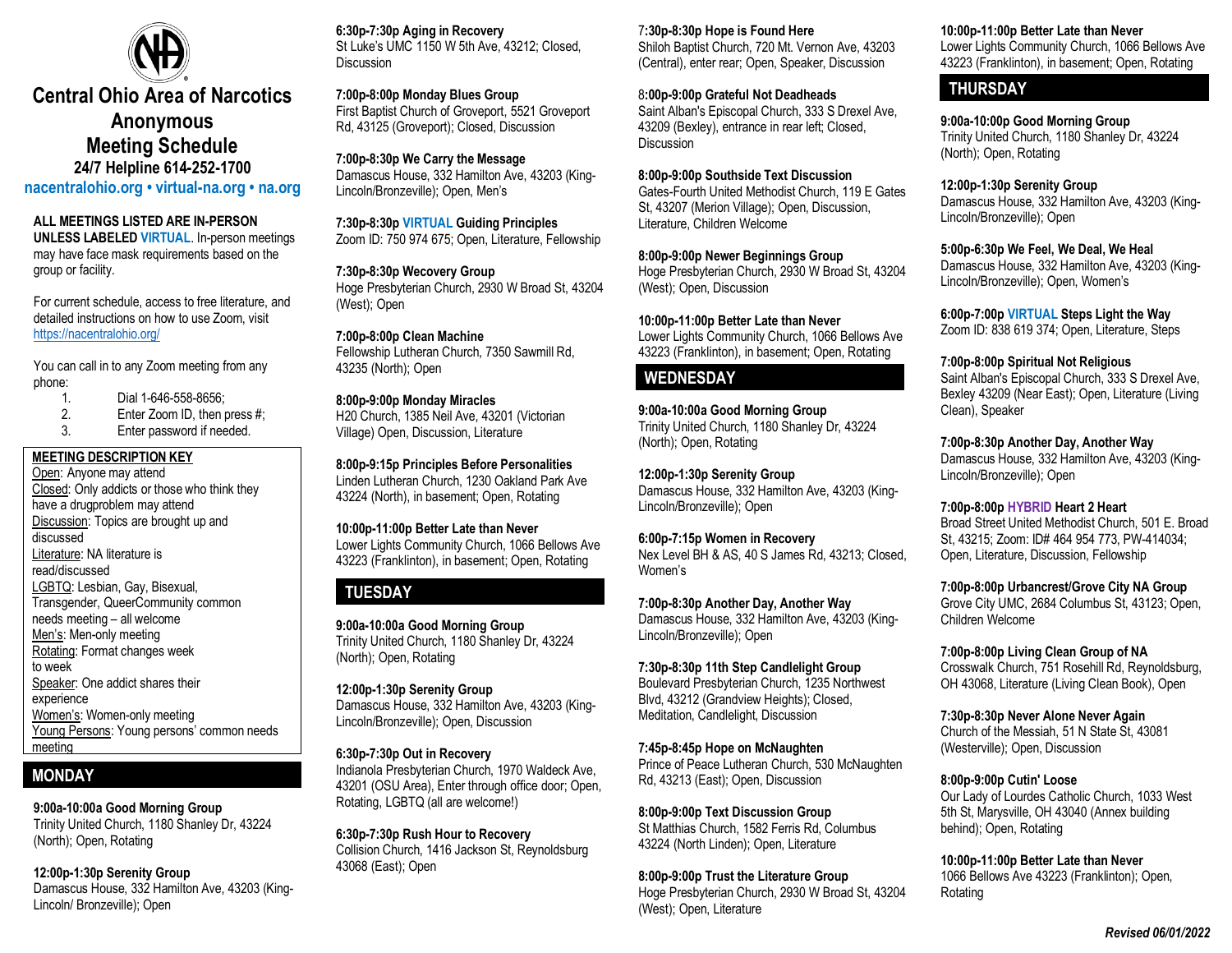# Central Ohio Area of Narcotics Anonymous Meeting Schedule

**24/7 Helpline 614-252-1700**

**nacentralohio.org • virtual-na.org • na.org**

**ALL MEETINGS LISTED ARE IN-PERSON UNLESS LABELED VIRTUAL.** In-person meetings may have face mask requirements based on the group or facility.

For current schedule, access to free literature, and detailed instructions on how to use Zoom, visit https://nacentralohio.org/

You can call in to any Zoom meeting from any phone:

1. Dial 1-646-558-8656;
2. Enter Zoom ID, then press #;
3. Enter password if needed.

**MEETING DESCRIPTION KEY**

- Open: Anyone may attend
- Closed: Only addicts or those who think they have a drugproblem may attend
- Discussion: Topics are brought up and discussed
- Literature: NA literature is read/discussed
- LGBTQ: Lesbian, Gay, Bisexual, Transgender, QueerCommunity common needs meeting – all welcome
- Men's: Men-only meeting
- Rotating: Format changes week to week
- Speaker: One addict shares their experience
- Women's: Women-only meeting
- Young Persons: Young persons' common needs meeting

## MONDAY

**9:00a-10:00a Good Morning Group**
Trinity United Church, 1180 Shanley Dr, 43224 (North); Open, Rotating

**12:00p-1:30p Serenity Group**
Damascus House, 332 Hamilton Ave, 43203 (King-Lincoln/ Bronzeville); Open

**6:30p-7:30p Aging in Recovery**
St Luke's UMC 1150 W 5th Ave, 43212; Closed, Discussion

**7:00p-8:00p Monday Blues Group**
First Baptist Church of Groveport, 5521 Groveport Rd, 43125 (Groveport); Closed, Discussion

**7:00p-8:30p We Carry the Message**
Damascus House, 332 Hamilton Ave, 43203 (King-Lincoln/Bronzeville); Open, Men's

**7:30p-8:30p VIRTUAL Guiding Principles**
Zoom ID: 750 974 675; Open, Literature, Fellowship

**7:30p-8:30p Wecovery Group**
Hoge Presbyterian Church, 2930 W Broad St, 43204 (West); Open

**7:00p-8:00p Clean Machine**
Fellowship Lutheran Church, 7350 Sawmill Rd, 43235 (North); Open

**8:00p-9:00p Monday Miracles**
H20 Church, 1385 Neil Ave, 43201 (Victorian Village) Open, Discussion, Literature

**8:00p-9:15p Principles Before Personalities**
Linden Lutheran Church, 1230 Oakland Park Ave 43224 (North), in basement; Open, Rotating

**10:00p-11:00p Better Late than Never**
Lower Lights Community Church, 1066 Bellows Ave 43223 (Franklinton), in basement; Open, Rotating

## TUESDAY

**9:00a-10:00a Good Morning Group**
Trinity United Church, 1180 Shanley Dr, 43224 (North); Open, Rotating

**12:00p-1:30p Serenity Group**
Damascus House, 332 Hamilton Ave, 43203 (King-Lincoln/Bronzeville); Open, Discussion

**6:30p-7:30p Out in Recovery**
Indianola Presbyterian Church, 1970 Waldeck Ave, 43201 (OSU Area), Enter through office door; Open, Rotating, LGBTQ (all are welcome!)

**6:30p-7:30p Rush Hour to Recovery**
Collision Church, 1416 Jackson St, Reynoldsburg 43068 (East); Open

**7:30p-8:30p Hope is Found Here**
Shiloh Baptist Church, 720 Mt. Vernon Ave, 43203 (Central), enter rear; Open, Speaker, Discussion

**8:00p-9:00p Grateful Not Deadheads**
Saint Alban's Episcopal Church, 333 S Drexel Ave, 43209 (Bexley), entrance in rear left; Closed, Discussion

**8:00p-9:00p Southside Text Discussion**
Gates-Fourth United Methodist Church, 119 E Gates St, 43207 (Merion Village); Open, Discussion, Literature, Children Welcome

**8:00p-9:00p Newer Beginnings Group**
Hoge Presbyterian Church, 2930 W Broad St, 43204 (West); Open, Discussion

**10:00p-11:00p Better Late than Never**
Lower Lights Community Church, 1066 Bellows Ave 43223 (Franklinton), in basement; Open, Rotating

## WEDNESDAY

**9:00a-10:00a Good Morning Group**
Trinity United Church, 1180 Shanley Dr, 43224 (North); Open, Rotating

**12:00p-1:30p Serenity Group**
Damascus House, 332 Hamilton Ave, 43203 (King-Lincoln/Bronzeville); Open

**6:00p-7:15p Women in Recovery**
Nex Level BH & AS, 40 S James Rd, 43213; Closed, Women's

**7:00p-8:30p Another Day, Another Way**
Damascus House, 332 Hamilton Ave, 43203 (King-Lincoln/Bronzeville); Open

**7:30p-8:30p 11th Step Candlelight Group**
Boulevard Presbyterian Church, 1235 Northwest Blvd, 43212 (Grandview Heights); Closed, Meditation, Candlelight, Discussion

**7:45p-8:45p Hope on McNaughten**
Prince of Peace Lutheran Church, 530 McNaughten Rd, 43213 (East); Open, Discussion

**8:00p-9:00p Text Discussion Group**
St Matthias Church, 1582 Ferris Rd, Columbus 43224 (North Linden); Open, Literature

**8:00p-9:00p Trust the Literature Group**
Hoge Presbyterian Church, 2930 W Broad St, 43204 (West); Open, Literature

**10:00p-11:00p Better Late than Never**
Lower Lights Community Church, 1066 Bellows Ave 43223 (Franklinton), in basement; Open, Rotating

## THURSDAY

**9:00a-10:00p Good Morning Group**
Trinity United Church, 1180 Shanley Dr, 43224 (North); Open, Rotating

**12:00p-1:30p Serenity Group**
Damascus House, 332 Hamilton Ave, 43203 (King-Lincoln/Bronzeville); Open

**5:00p-6:30p We Feel, We Deal, We Heal**
Damascus House, 332 Hamilton Ave, 43203 (King-Lincoln/Bronzeville); Open, Women's

**6:00p-7:00p VIRTUAL Steps Light the Way**
Zoom ID: 838 619 374; Open, Literature, Steps

**7:00p-8:00p Spiritual Not Religious**
Saint Alban's Episcopal Church, 333 S Drexel Ave, Bexley 43209 (Near East); Open, Literature (Living Clean), Speaker

**7:00p-8:30p Another Day, Another Way**
Damascus House, 332 Hamilton Ave, 43203 (King-Lincoln/Bronzeville); Open

**7:00p-8:00p HYBRID Heart 2 Heart**
Broad Street United Methodist Church, 501 E. Broad St, 43215; Zoom: ID# 464 954 773, PW-414034; Open, Literature, Discussion, Fellowship

**7:00p-8:00p Urbancrest/Grove City NA Group**
Grove City UMC, 2684 Columbus St, 43123; Open, Children Welcome

**7:00p-8:00p Living Clean Group of NA**
Crosswalk Church, 751 Rosehill Rd, Reynoldsburg, OH 43068, Literature (Living Clean Book), Open

**7:30p-8:30p Never Alone Never Again**
Church of the Messiah, 51 N State St, 43081 (Westerville); Open, Discussion

**8:00p-9:00p Cutin' Loose**
Our Lady of Lourdes Catholic Church, 1033 West 5th St, Marysville, OH 43040 (Annex building behind); Open, Rotating

**10:00p-11:00p Better Late than Never**
1066 Bellows Ave 43223 (Franklinton); Open, Rotating

*Revised 06/01/2022*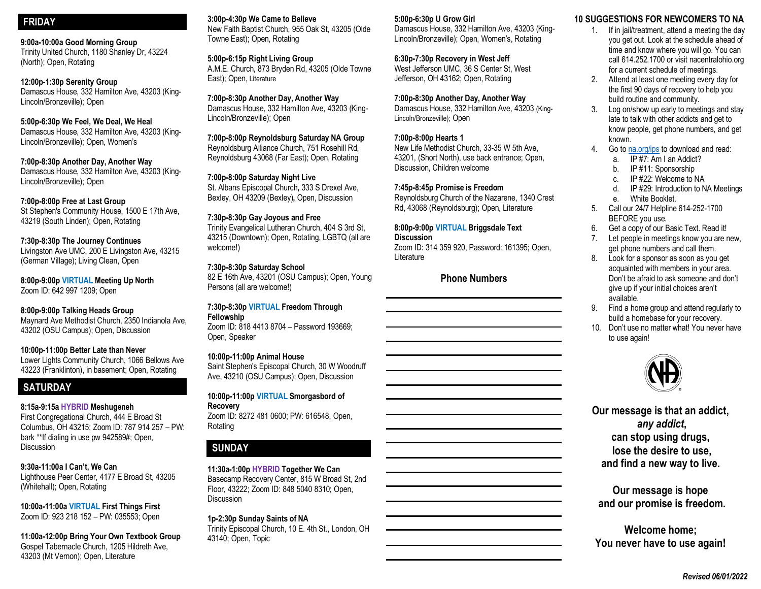## FRIDAY

**9:00a-10:00a Good Morning Group**
Trinity United Church, 1180 Shanley Dr, 43224 (North); Open, Rotating

**12:00p-1:30p Serenity Group**
Damascus House, 332 Hamilton Ave, 43203 (King-Lincoln/Bronzeville); Open

**5:00p-6:30p We Feel, We Deal, We Heal**
Damascus House, 332 Hamilton Ave, 43203 (King-Lincoln/Bronzeville); Open, Women's

**7:00p-8:30p Another Day, Another Way**
Damascus House, 332 Hamilton Ave, 43203 (King-Lincoln/Bronzeville); Open

**7:00p-8:00p Free at Last Group**
St Stephen's Community House, 1500 E 17th Ave, 43219 (South Linden); Open, Rotating

**7:30p-8:30p The Journey Continues**
Livingston Ave UMC, 200 E Livingston Ave, 43215 (German Village); Living Clean, Open

**8:00p-9:00p VIRTUAL Meeting Up North**
Zoom ID: 642 997 1209; Open

**8:00p-9:00p Talking Heads Group**
Maynard Ave Methodist Church, 2350 Indianola Ave, 43202 (OSU Campus); Open, Discussion

**10:00p-11:00p Better Late than Never**
Lower Lights Community Church, 1066 Bellows Ave 43223 (Franklinton), in basement; Open, Rotating

## SATURDAY

**8:15a-9:15a HYBRID Meshugeneh**
First Congregational Church, 444 E Broad St Columbus, OH 43215; Zoom ID: 787 914 257 – PW: bark **If dialing in use pw 942589#; Open, Discussion

**9:30a-11:00a I Can't, We Can**
Lighthouse Peer Center, 4177 E Broad St, 43205 (Whitehall); Open, Rotating

**10:00a-11:00a VIRTUAL First Things First**
Zoom ID: 923 218 152 – PW: 035553; Open

**11:00a-12:00p Bring Your Own Textbook Group**
Gospel Tabernacle Church, 1205 Hildreth Ave, 43203 (Mt Vernon); Open, Literature

**3:00p-4:30p We Came to Believe**
New Faith Baptist Church, 955 Oak St, 43205 (Olde Towne East); Open, Rotating

**5:00p-6:15p Right Living Group**
A.M.E. Church, 873 Bryden Rd, 43205 (Olde Towne East); Open, Literature

**7:00p-8:30p Another Day, Another Way**
Damascus House, 332 Hamilton Ave, 43203 (King-Lincoln/Bronzeville); Open

**7:00p-8:00p Reynoldsburg Saturday NA Group**
Reynoldsburg Alliance Church, 751 Rosehill Rd, Reynoldsburg 43068 (Far East); Open, Rotating

**7:00p-8:00p Saturday Night Live**
St. Albans Episcopal Church, 333 S Drexel Ave, Bexley, OH 43209 (Bexley), Open, Discussion

**7:30p-8:30p Gay Joyous and Free**
Trinity Evangelical Lutheran Church, 404 S 3rd St, 43215 (Downtown); Open, Rotating, LGBTQ (all are welcome!)

**7:30p-8:30p Saturday School**
82 E 16th Ave, 43201 (OSU Campus); Open, Young Persons (all are welcome!)

**7:30p-8:30p VIRTUAL Freedom Through Fellowship**
Zoom ID: 818 4413 8704 – Password 193669; Open, Speaker

**10:00p-11:00p Animal House**
Saint Stephen's Episcopal Church, 30 W Woodruff Ave, 43210 (OSU Campus); Open, Discussion

**10:00p-11:00p VIRTUAL Smorgasbord of Recovery**
Zoom ID: 8272 481 0600; PW: 616548, Open, Rotating

## SUNDAY

**11:30a-1:00p HYBRID Together We Can**
Basecamp Recovery Center, 815 W Broad St, 2nd Floor, 43222; Zoom ID: 848 5040 8310; Open, Discussion

**1p-2:30p Sunday Saints of NA**
Trinity Episcopal Church, 10 E. 4th St., London, OH 43140; Open, Topic

**5:00p-6:30p U Grow Girl**
Damascus House, 332 Hamilton Ave, 43203 (King-Lincoln/Bronzeville); Open, Women's, Rotating

**6:30p-7:30p Recovery in West Jeff**
West Jefferson UMC, 36 S Center St, West Jefferson, OH 43162; Open, Rotating

**7:00p-8:30p Another Day, Another Way**
Damascus House, 332 Hamilton Ave, 43203 (King-Lincoln/Bronzeville); Open

**7:00p-8:00p Hearts 1**
New Life Methodist Church, 33-35 W 5th Ave, 43201, (Short North), use back entrance; Open, Discussion, Children welcome

**7:45p-8:45p Promise is Freedom**
Reynoldsburg Church of the Nazarene, 1340 Crest Rd, 43068 (Reynoldsburg); Open, Literature

**8:00p-9:00p VIRTUAL Briggsdale Text Discussion**
Zoom ID: 314 359 920, Password: 161395; Open, Literature

### Phone Numbers

_______________________________

_______________________________

_______________________________

_______________________________

_______________________________

_______________________________

_______________________________

_______________________________

_______________________________

_______________________________

_______________________________

_______________________________

_______________________________

_______________________________

_______________________________

_______________________________

_______________________________

_______________________________

## 10 SUGGESTIONS FOR NEWCOMERS TO NA

1. If in jail/treatment, attend a meeting the day you get out. Look at the schedule ahead of time and know where you will go. You can call 614.252.1700 or visit nacentralohio.org for a current schedule of meetings.
2. Attend at least one meeting every day for the first 90 days of recovery to help you build routine and community.
3. Log on/show up early to meetings and stay late to talk with other addicts and get to know people, get phone numbers, and get known.
4. Go to na.org/ips to download and read:
   a. IP #7: Am I an Addict?
   b. IP #11: Sponsorship
   c. IP #22: Welcome to NA
   d. IP #29: Introduction to NA Meetings
   e. White Booklet.
5. Call our 24/7 Helpline 614-252-1700 BEFORE you use.
6. Get a copy of our Basic Text. Read it!
7. Let people in meetings know you are new, get phone numbers and call them.
8. Look for a sponsor as soon as you get acquainted with members in your area. Don't be afraid to ask someone and don't give up if your initial choices aren't available.
9. Find a home group and attend regularly to build a homebase for your recovery.
10. Don't use no matter what! You never have to use again!

**Our message is that an addict,**
***any addict*,**
**can stop using drugs,**
**lose the desire to use,**
**and find a new way to live.**

**Our message is hope**
**and our promise is freedom.**

**Welcome home;**
**You never have to use again!**

***Revised 06/01/2022***